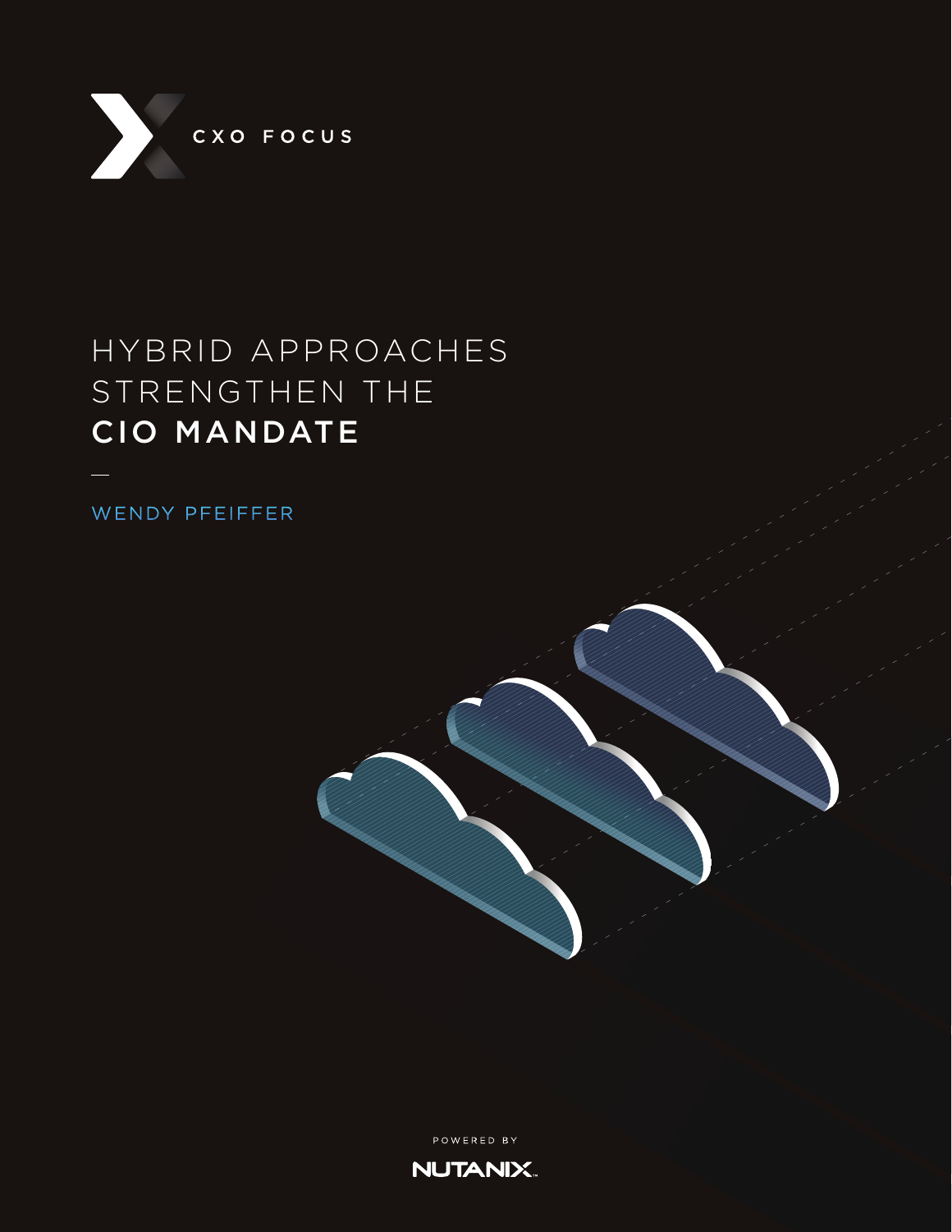CXO FOCUS

# HYBRID APPROACHES STRENGTHEN THE **CIO MANDATE**

WENDY PFEIFFER

POWERED BY

NUTANIX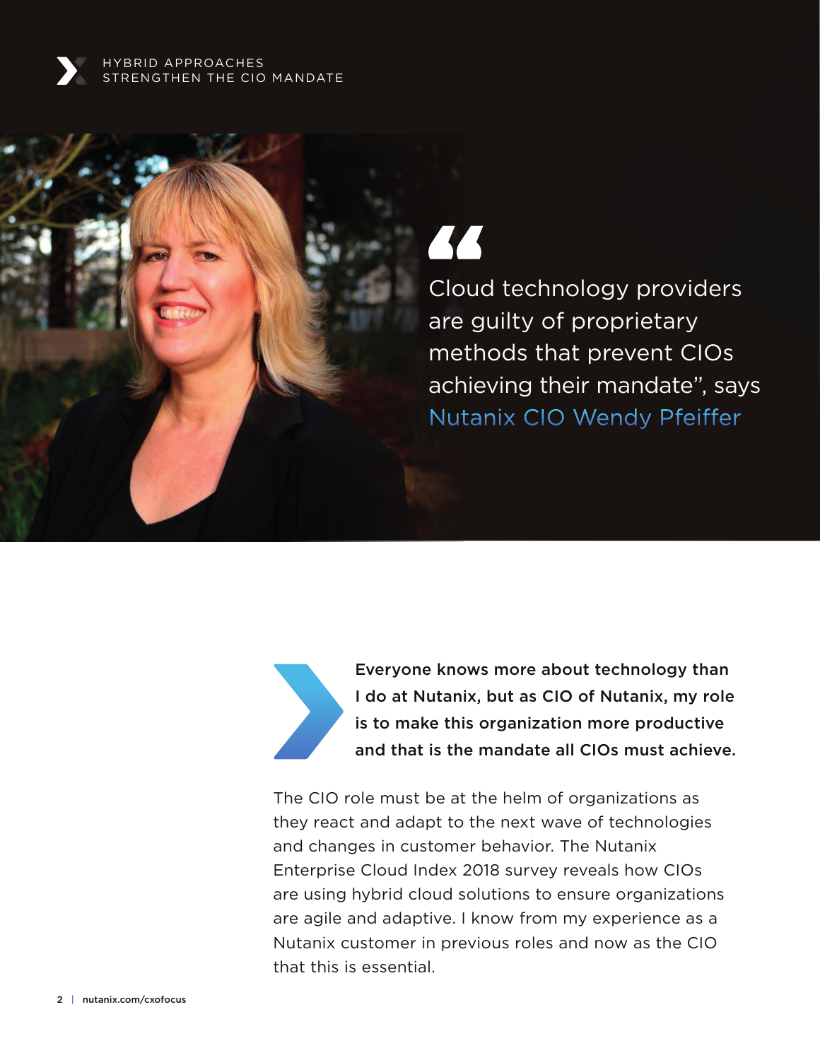> Cloud technology providers are guilty of proprietary methods that prevent CIOs achieving their mandate", says Nutanix CIO Wendy Pfeiffer

**Everyone knows more about technology than I do at Nutanix, but as CIO of Nutanix, my role is to make this organization more productive and that is the mandate all CIOs must achieve.**

The CIO role must be at the helm of organizations as they react and adapt to the next wave of technologies and changes in customer behavior. The Nutanix Enterprise Cloud Index 2018 survey reveals how CIOs are using hybrid cloud solutions to ensure organizations are agile and adaptive. I know from my experience as a Nutanix customer in previous roles and now as the CIO that this is essential.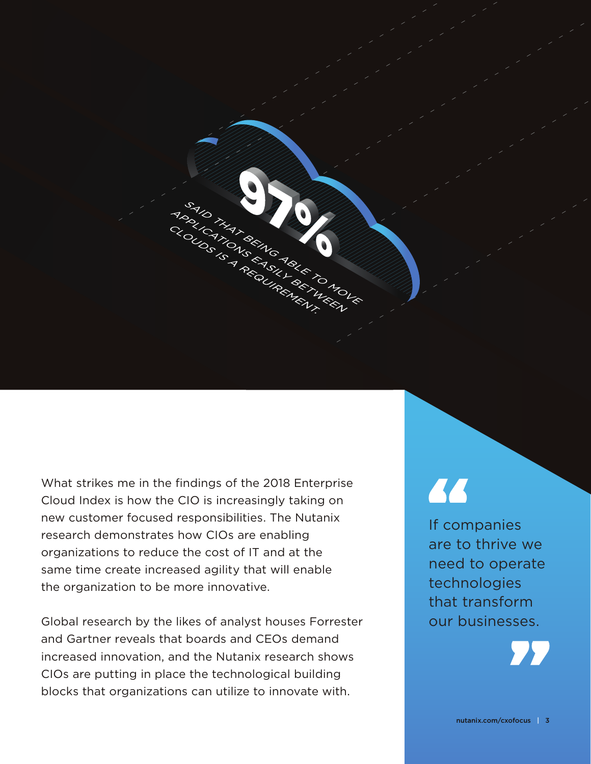**97%**

SAID THAT BEING ABLE TO MOVE APPLICATIONS EASILY BETWEEN CLOUDS IS A REQUIREMENT.

What strikes me in the findings of the 2018 Enterprise Cloud Index is how the CIO is increasingly taking on new customer focused responsibilities. The Nutanix research demonstrates how CIOs are enabling organizations to reduce the cost of IT and at the same time create increased agility that will enable the organization to be more innovative.

Global research by the likes of analyst houses Forrester and Gartner reveals that boards and CEOs demand increased innovation, and the Nutanix research shows CIOs are putting in place the technological building blocks that organizations can utilize to innovate with.

> "If companies are to thrive we need to operate technologies that transform our businesses."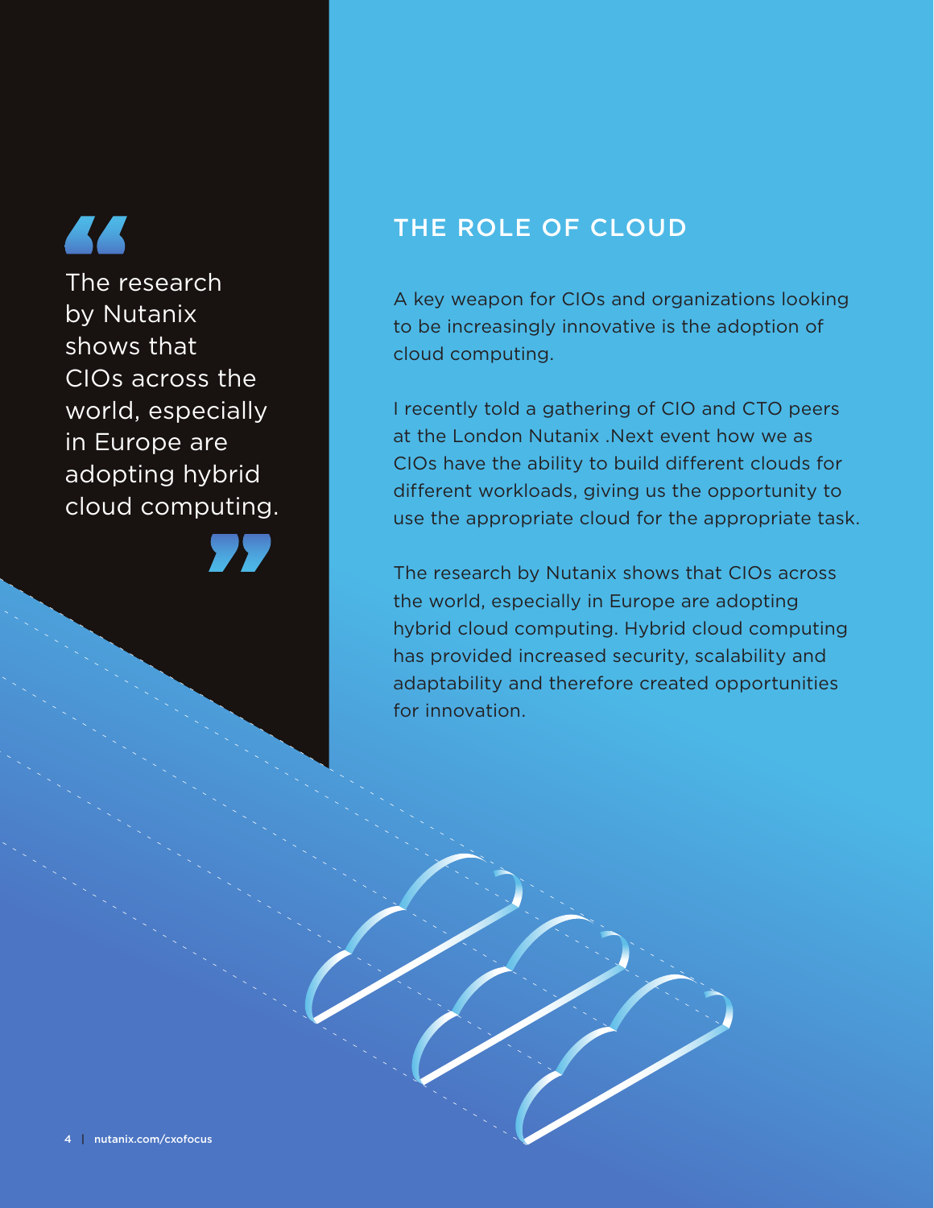> The research by Nutanix shows that CIOs across the world, especially in Europe are adopting hybrid cloud computing.

## THE ROLE OF CLOUD

A key weapon for CIOs and organizations looking to be increasingly innovative is the adoption of cloud computing.

I recently told a gathering of CIO and CTO peers at the London Nutanix .Next event how we as CIOs have the ability to build different clouds for different workloads, giving us the opportunity to use the appropriate cloud for the appropriate task.

The research by Nutanix shows that CIOs across the world, especially in Europe are adopting hybrid cloud computing. Hybrid cloud computing has provided increased security, scalability and adaptability and therefore created opportunities for innovation.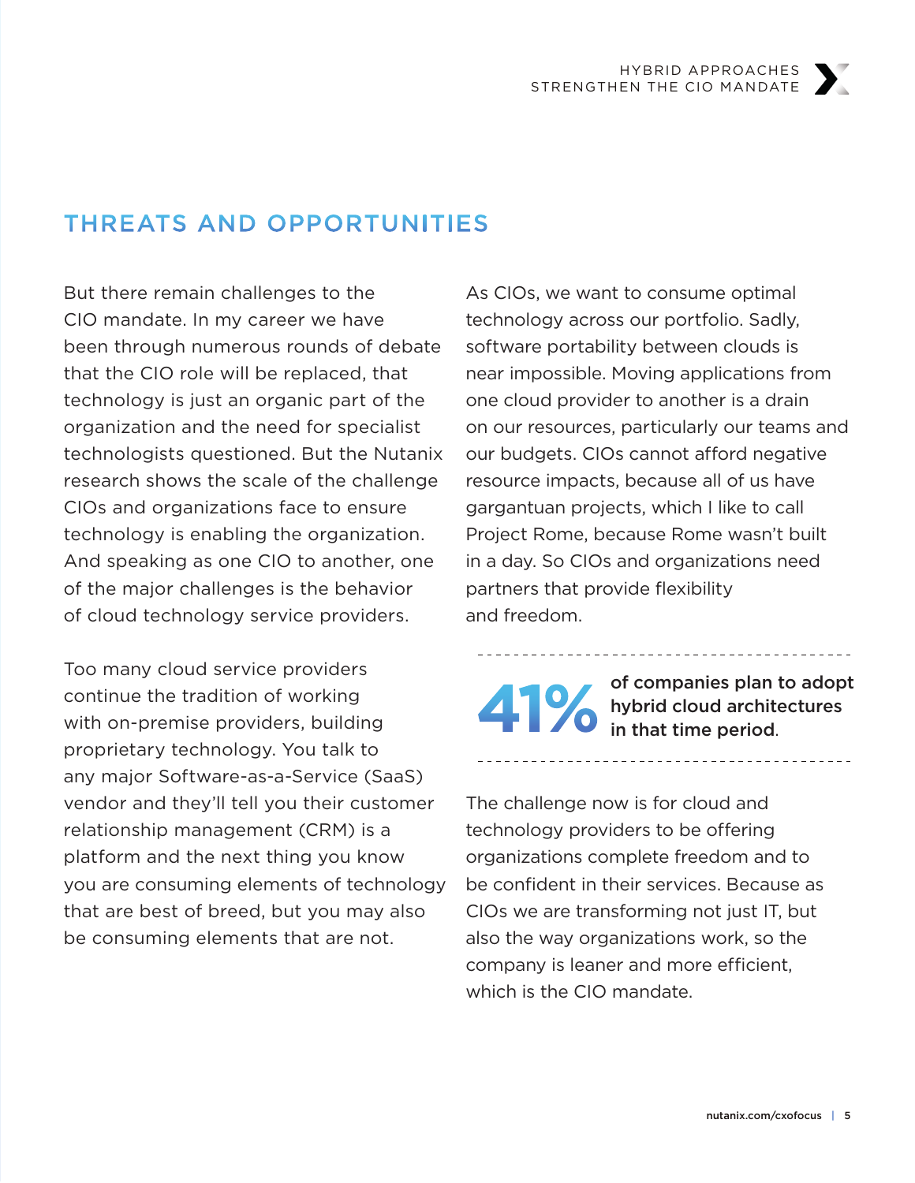## THREATS AND OPPORTUNITIES

But there remain challenges to the CIO mandate. In my career we have been through numerous rounds of debate that the CIO role will be replaced, that technology is just an organic part of the organization and the need for specialist technologists questioned. But the Nutanix research shows the scale of the challenge CIOs and organizations face to ensure technology is enabling the organization. And speaking as one CIO to another, one of the major challenges is the behavior of cloud technology service providers.

Too many cloud service providers continue the tradition of working with on-premise providers, building proprietary technology. You talk to any major Software-as-a-Service (SaaS) vendor and they'll tell you their customer relationship management (CRM) is a platform and the next thing you know you are consuming elements of technology that are best of breed, but you may also be consuming elements that are not.

As CIOs, we want to consume optimal technology across our portfolio. Sadly, software portability between clouds is near impossible. Moving applications from one cloud provider to another is a drain on our resources, particularly our teams and our budgets. CIOs cannot afford negative resource impacts, because all of us have gargantuan projects, which I like to call Project Rome, because Rome wasn't built in a day. So CIOs and organizations need partners that provide flexibility and freedom.

---

**41%** **of companies plan to adopt hybrid cloud architectures in that time period**.

---

The challenge now is for cloud and technology providers to be offering organizations complete freedom and to be confident in their services. Because as CIOs we are transforming not just IT, but also the way organizations work, so the company is leaner and more efficient, which is the CIO mandate.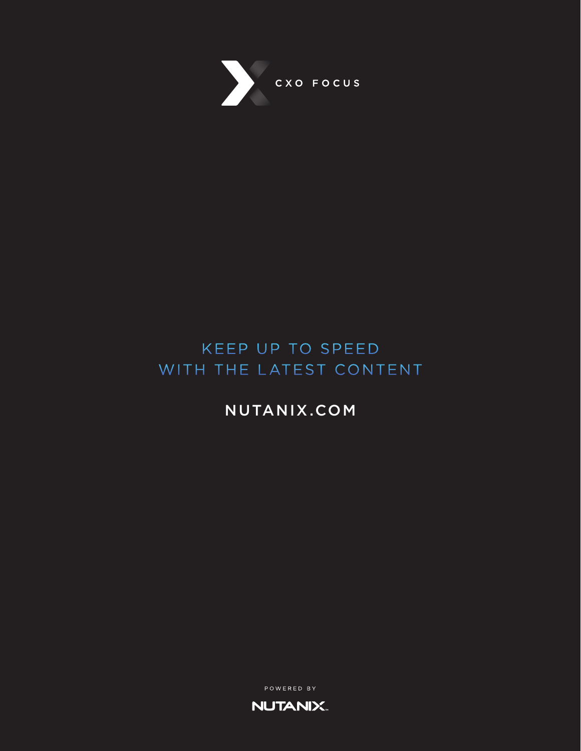CXO FOCUS

KEEP UP TO SPEED
WITH THE LATEST CONTENT

NUTANIX.COM

POWERED BY

NUTANIX